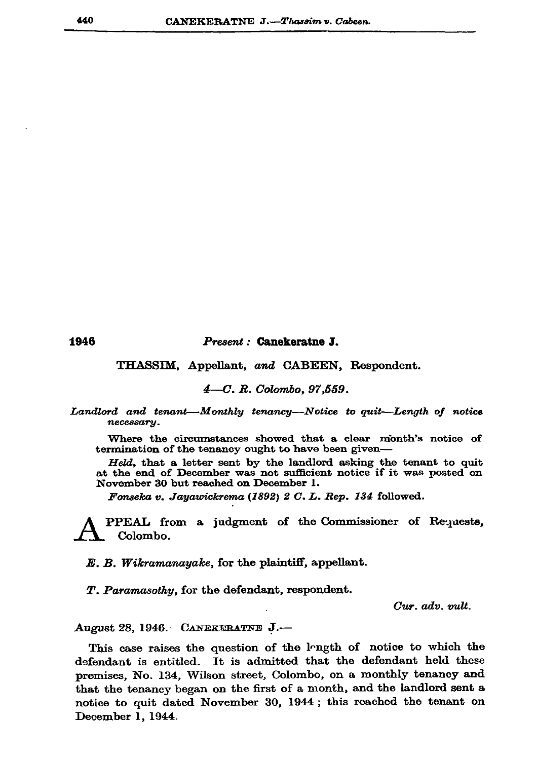**1946** *Present:* **Canekeratne J.**

THASSIM, Appellant, *and* CABEEN, Respondent.

*4—C. R. Colombo, 97,559.*

*Landlord and tenant—Monthly tenancy—Notice to quit—Length of notice necessary.*

Where the circumstances showed that a clear month's notice of termination of the tenancy ought to have been given—

*Held,* that a letter sent by the landlord asking the tenant to quit at the end of December was not sufficient notice if it was posted on November 30 but reached on December 1.

*Fonseka v. Jayawickrema (1892) 2 C. L. Rep. 134* followed.

APPEAL from a judgment of the Commissioner of Requests, Colombo.

*E. B. Wikramanayake,* for the plaintiff, appellant.

*T. Paramasothy,* for the defendant, respondent.

*Cur. adv. vult.*

August 28, 1946. CANEKERATNE J.—

This case raises the question of the length of notice to which the defendant is entitled. It is admitted that the defendant held these premises, No. 134, Wilson street, Colombo, on a monthly tenancy and that the tenancy began on the first of a month, and the landlord sent a notice to quit dated November 30, 1944; this reached the tenant on December 1, 1944.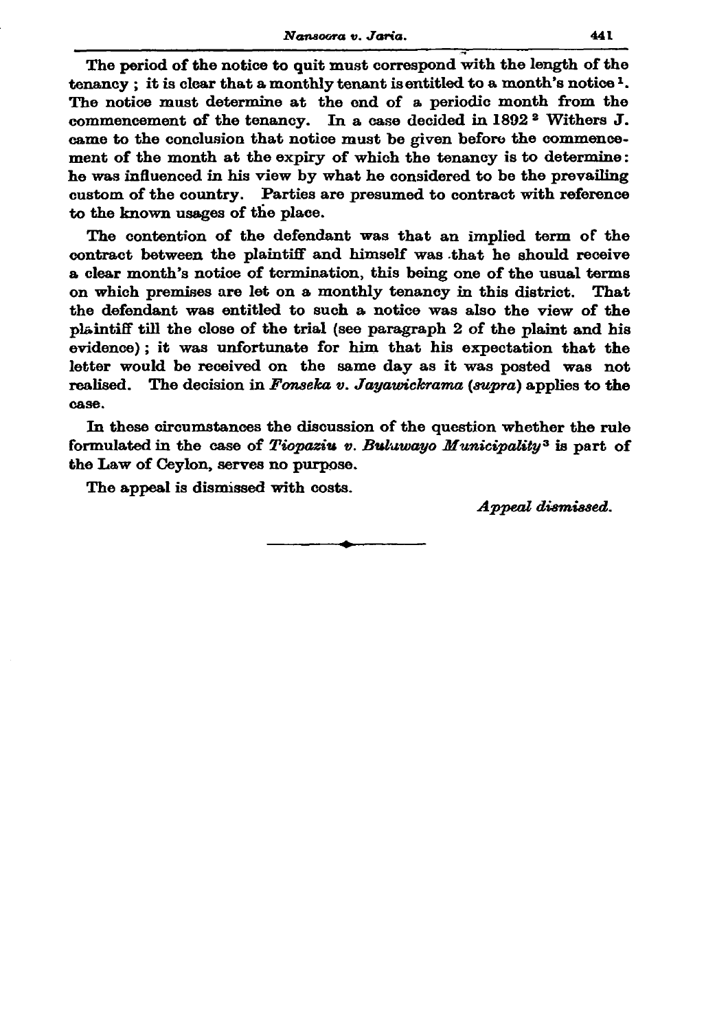The period of the notice to quit must correspond with the length of the tenancy; it is clear that a monthly tenant is entitled to a month's notice [1]. The notice must determine at the end of a periodic month from the commencement of the tenancy. In a case decided in 1892 [2] Withers J. came to the conclusion that notice must be given before the commencement of the month at the expiry of which the tenancy is to determine: he was influenced in his view by what he considered to be the prevailing custom of the country. Parties are presumed to contract with reference to the known usages of the place.

The contention of the defendant was that an implied term of the contract between the plaintiff and himself was that he should receive a clear month's notice of termination, this being one of the usual terms on which premises are let on a monthly tenancy in this district. That the defendant was entitled to such a notice was also the view of the plaintiff till the close of the trial (see paragraph 2 of the plaint and his evidence); it was unfortunate for him that his expectation that the letter would be received on the same day as it was posted was not realised. The decision in *Fonseka v. Jayawickrama (supra)* applies to the case.

In these circumstances the discussion of the question whether the rule formulated in the case of *Tiopaziu v. Bulawayo Municipality* [3] is part of the Law of Ceylon, serves no purpose.

The appeal is dismissed with costs.

*Appeal dismissed.*